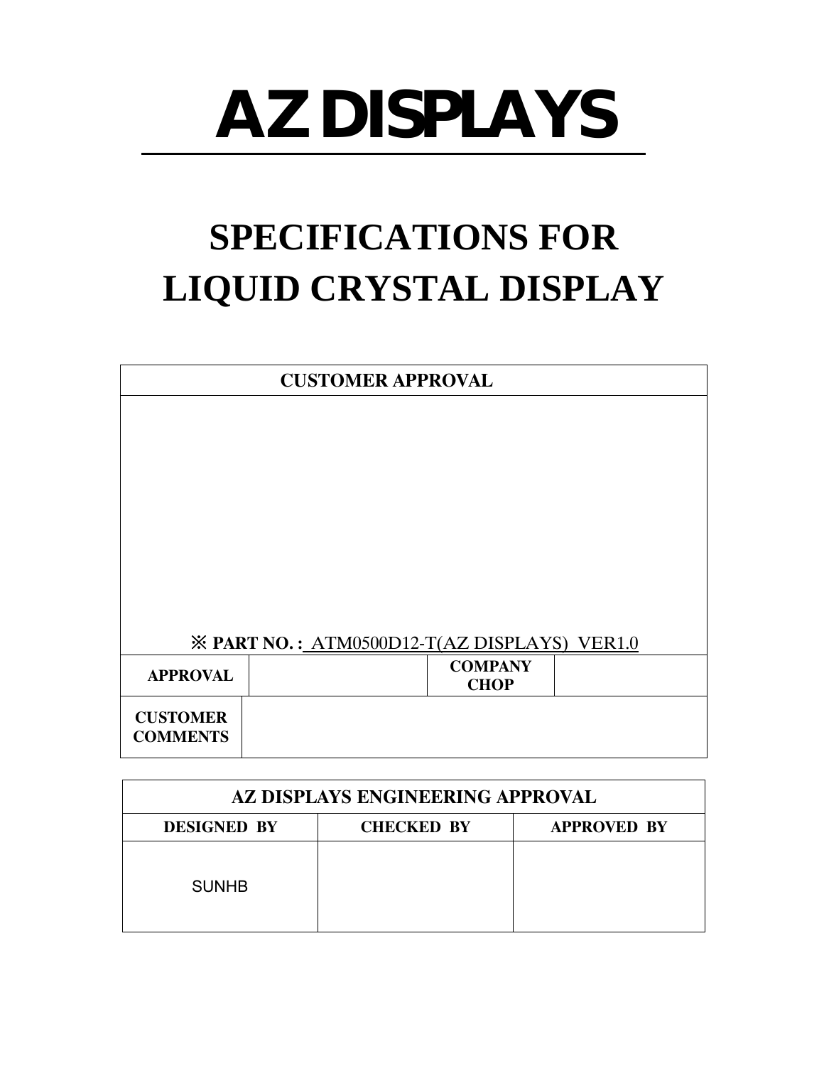# AZ DISPLAYS

# SPECIFICATIONS FOR LIQUID CRYSTAL DISPLAY

| CUSTOMER APPROVAL | | | |
|---|---|---|---|
| ※ **PART NO. :** ATM0500D12-T(AZ DISPLAYS) VER1.0 | | | |
| **APPROVAL** | | **COMPANY CHOP** | |
| **CUSTOMER COMMENTS** | | | |

| AZ DISPLAYS ENGINEERING APPROVAL | | |
|---|---|---|
| **DESIGNED BY** | **CHECKED BY** | **APPROVED BY** |
| SUNHB | | |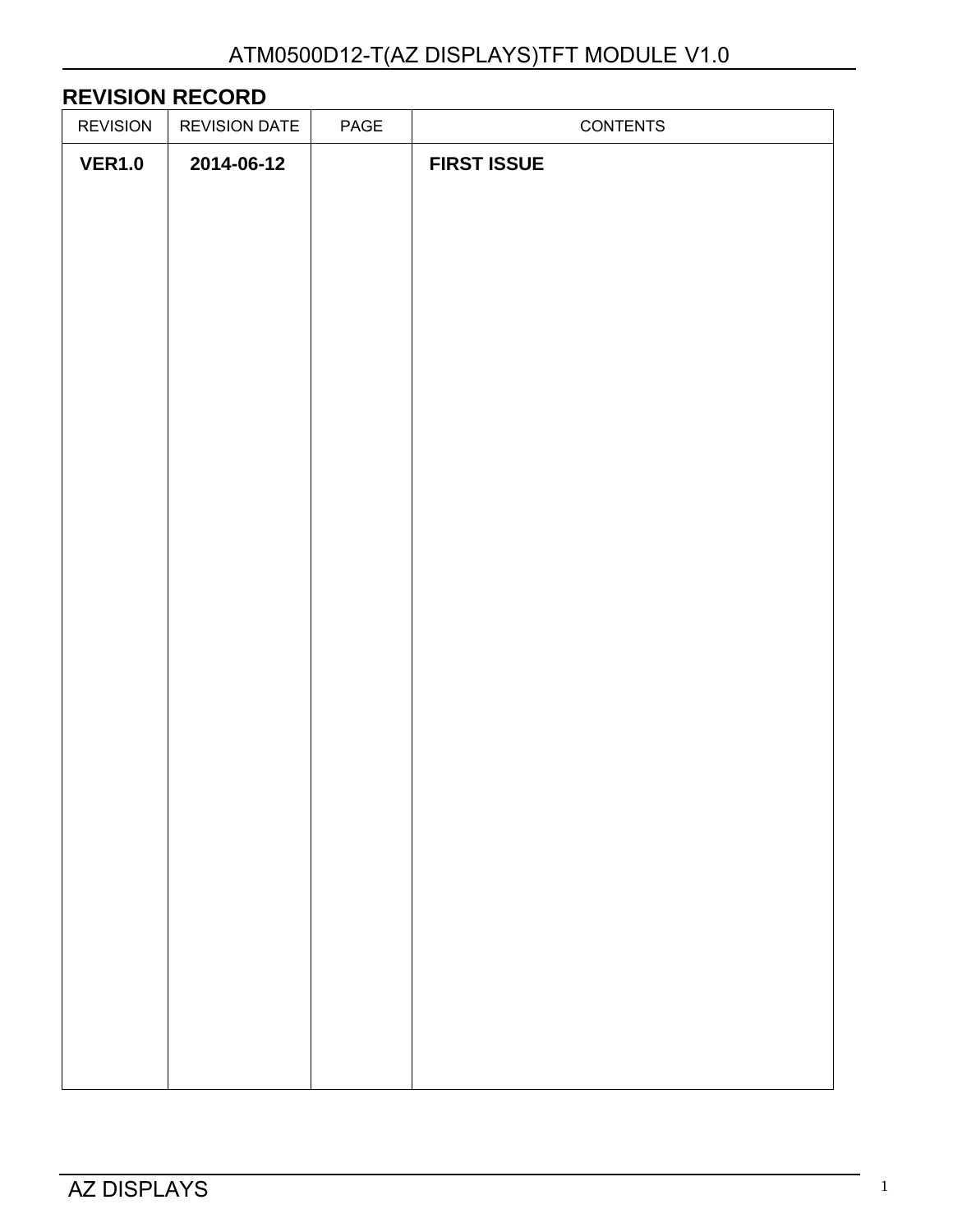## REVISION RECORD

| REVISION | REVISION DATE | PAGE | CONTENTS |
|---|---|---|---|
| **VER1.0** | **2014-06-12** | | **FIRST ISSUE** |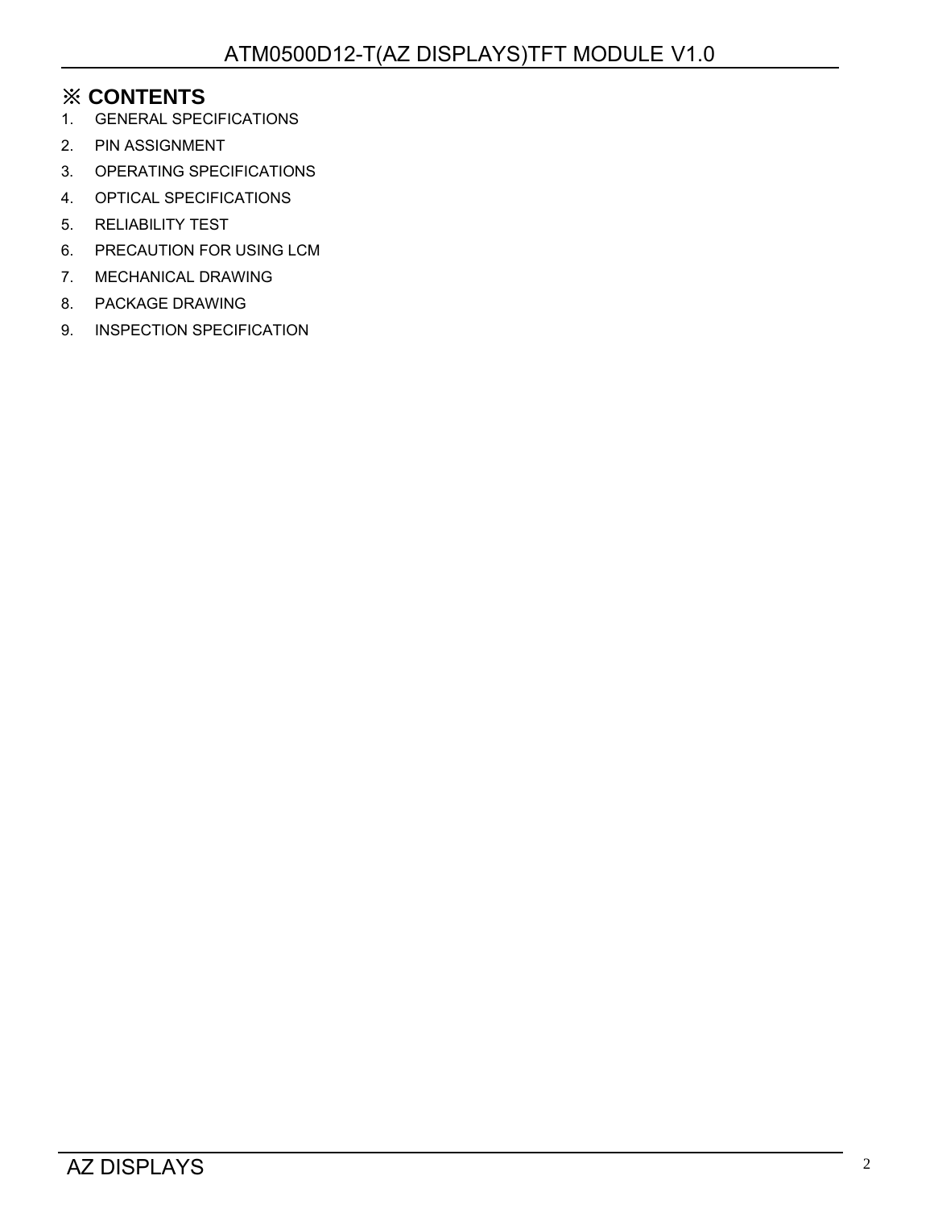## ※ CONTENTS

1. GENERAL SPECIFICATIONS
2. PIN ASSIGNMENT
3. OPERATING SPECIFICATIONS
4. OPTICAL SPECIFICATIONS
5. RELIABILITY TEST
6. PRECAUTION FOR USING LCM
7. MECHANICAL DRAWING
8. PACKAGE DRAWING
9. INSPECTION SPECIFICATION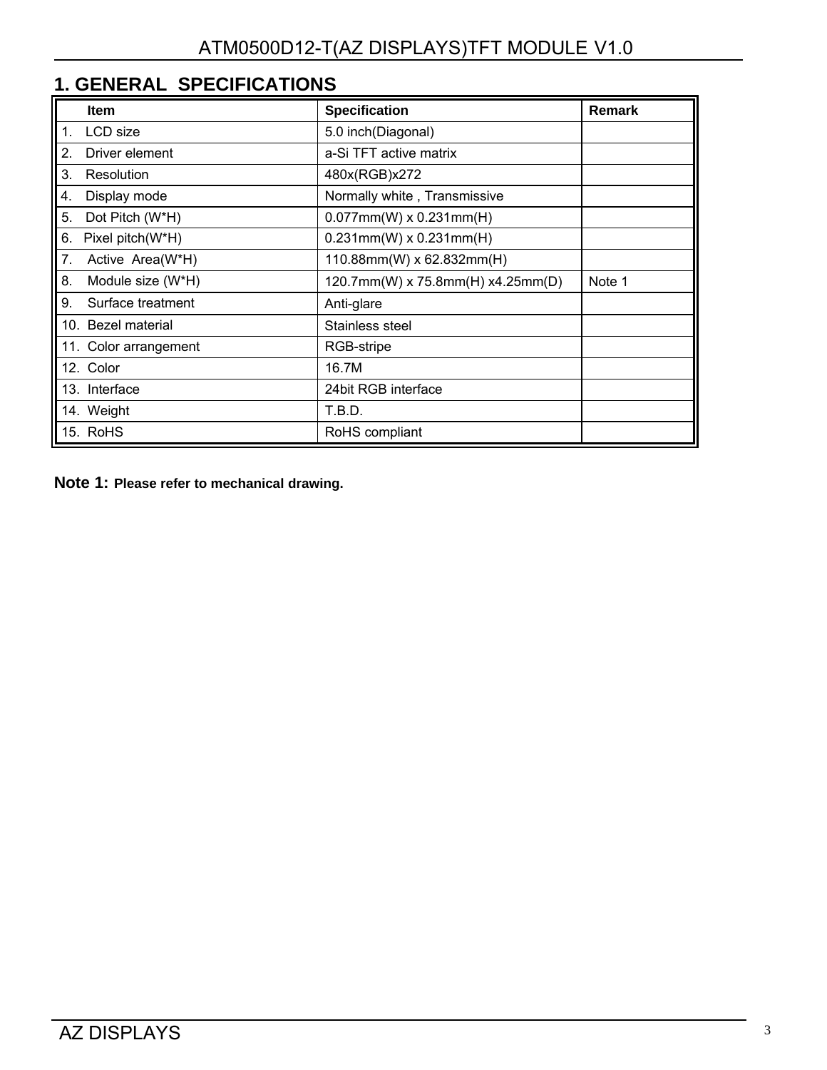## 1. GENERAL SPECIFICATIONS

| Item | Specification | Remark |
|---|---|---|
| 1. LCD size | 5.0 inch(Diagonal) | |
| 2. Driver element | a-Si TFT active matrix | |
| 3. Resolution | 480x(RGB)x272 | |
| 4. Display mode | Normally white , Transmissive | |
| 5. Dot Pitch (W*H) | 0.077mm(W) x 0.231mm(H) | |
| 6. Pixel pitch(W*H) | 0.231mm(W) x 0.231mm(H) | |
| 7. Active Area(W*H) | 110.88mm(W) x 62.832mm(H) | |
| 8. Module size (W*H) | 120.7mm(W) x 75.8mm(H) x4.25mm(D) | Note 1 |
| 9. Surface treatment | Anti-glare | |
| 10. Bezel material | Stainless steel | |
| 11. Color arrangement | RGB-stripe | |
| 12. Color | 16.7M | |
| 13. Interface | 24bit RGB interface | |
| 14. Weight | T.B.D. | |
| 15. RoHS | RoHS compliant | |

**Note 1: Please refer to mechanical drawing.**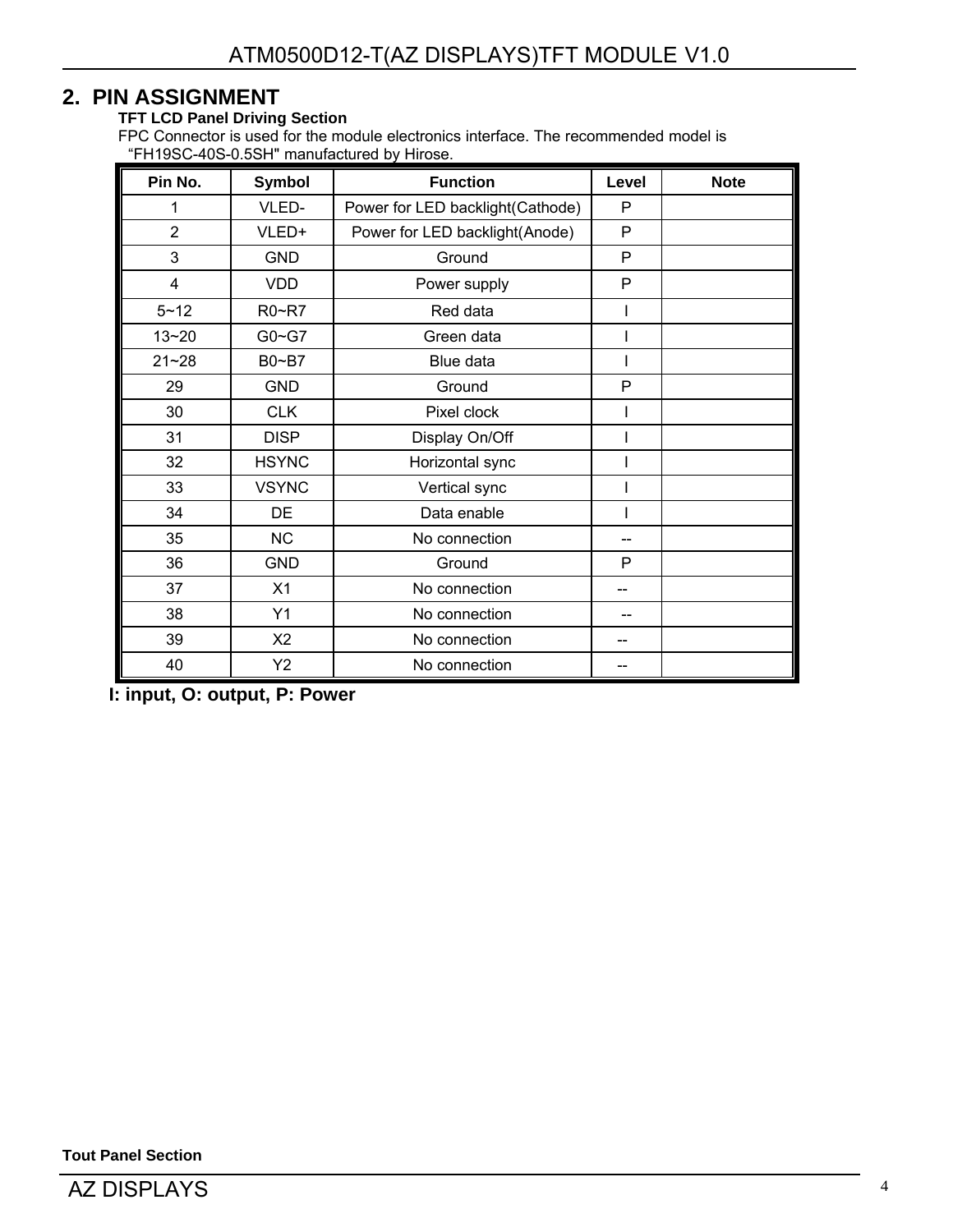## 2. PIN ASSIGNMENT

**TFT LCD Panel Driving Section**

FPC Connector is used for the module electronics interface. The recommended model is "FH19SC-40S-0.5SH" manufactured by Hirose.

| Pin No. | Symbol | Function | Level | Note |
|---|---|---|---|---|
| 1 | VLED- | Power for LED backlight(Cathode) | P | |
| 2 | VLED+ | Power for LED backlight(Anode) | P | |
| 3 | GND | Ground | P | |
| 4 | VDD | Power supply | P | |
| 5~12 | R0~R7 | Red data | I | |
| 13~20 | G0~G7 | Green data | I | |
| 21~28 | B0~B7 | Blue data | I | |
| 29 | GND | Ground | P | |
| 30 | CLK | Pixel clock | I | |
| 31 | DISP | Display On/Off | I | |
| 32 | HSYNC | Horizontal sync | I | |
| 33 | VSYNC | Vertical sync | I | |
| 34 | DE | Data enable | I | |
| 35 | NC | No connection | -- | |
| 36 | GND | Ground | P | |
| 37 | X1 | No connection | -- | |
| 38 | Y1 | No connection | -- | |
| 39 | X2 | No connection | -- | |
| 40 | Y2 | No connection | -- | |

**I: input, O: output, P: Power**

**Tout Panel Section**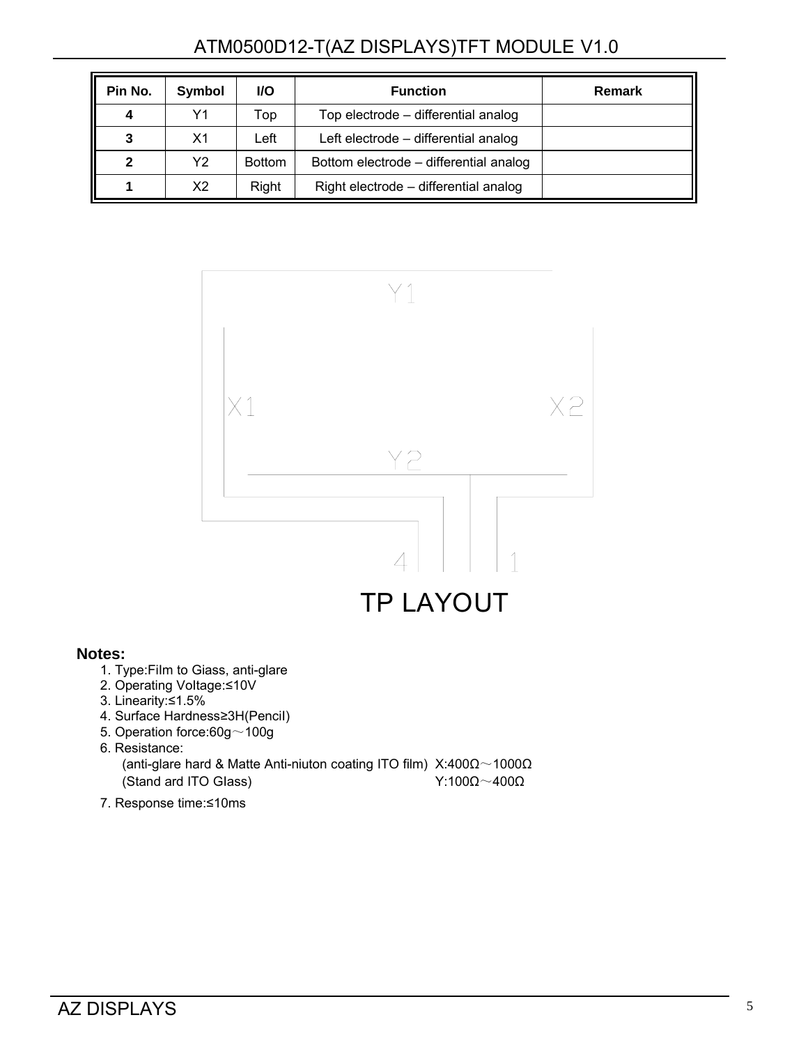| Pin No. | Symbol | I/O | Function | Remark |
|---|---|---|---|---|
| 4 | Y1 | Top | Top electrode – differential analog | |
| 3 | X1 | Left | Left electrode – differential analog | |
| 2 | Y2 | Bottom | Bottom electrode – differential analog | |
| 1 | X2 | Right | Right electrode – differential analog | |

Y1

X1 X2

Y2

4 1

## TP LAYOUT

**Notes:**

1. Type:Film to Giass, anti-glare
2. Operating Voltage:≤10V
3. Linearity:≤1.5%
4. Surface Hardness≥3H(Pencil)
5. Operation force:60g～100g
6. Resistance:
   (anti-glare hard & Matte Anti-niuton coating ITO film) X:400Ω～1000Ω
   (Stand ard ITO Glass) Y:100Ω～400Ω
7. Response time:≤10ms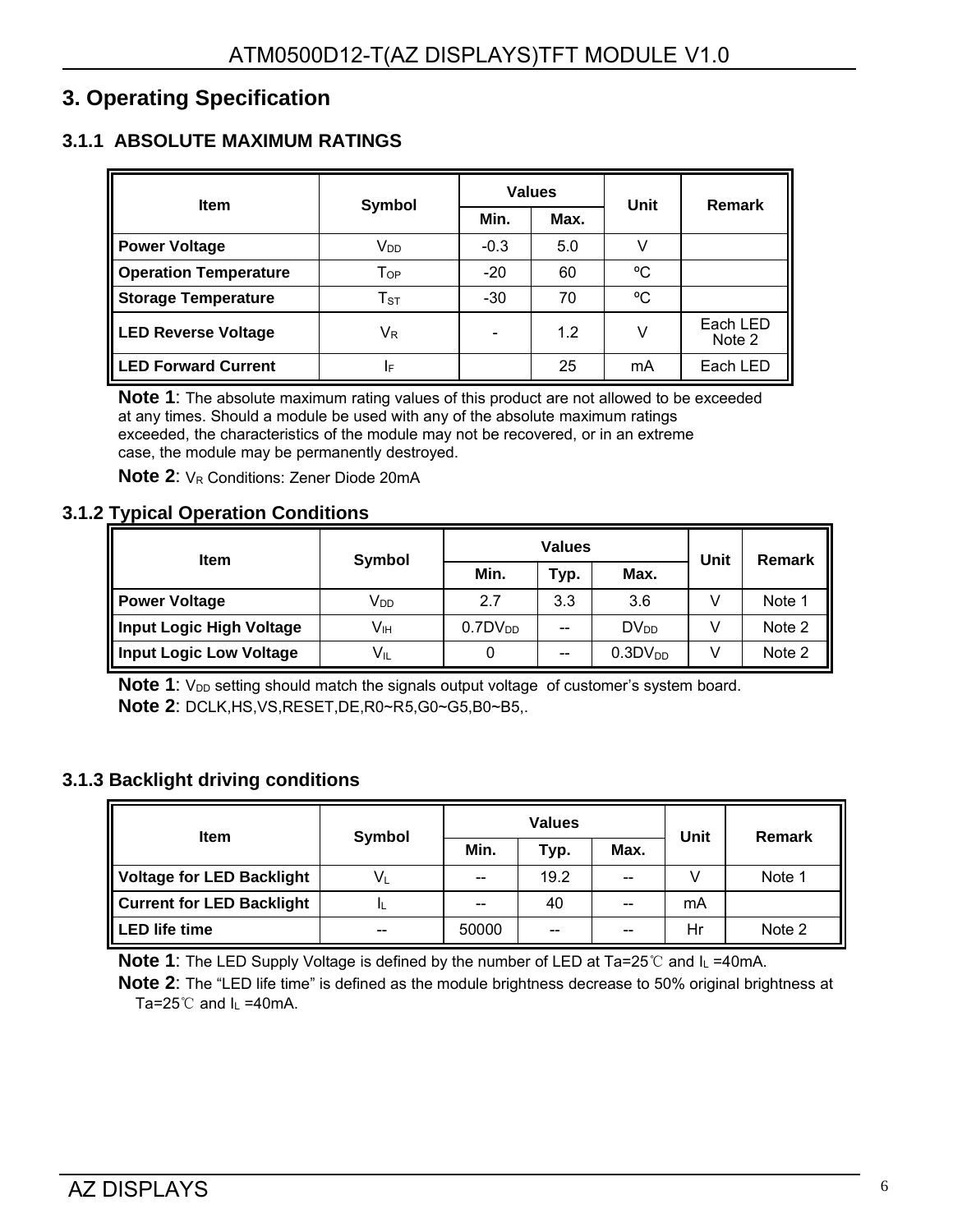# 3. Operating Specification

## 3.1.1 ABSOLUTE MAXIMUM RATINGS

| Item | Symbol | Values | | Unit | Remark |
|---|---|---|---|---|---|
| | | Min. | Max. | | |
| **Power Voltage** | $V_{DD}$ | -0.3 | 5.0 | V | |
| **Operation Temperature** | $T_{OP}$ | -20 | 60 | ºC | |
| **Storage Temperature** | $T_{ST}$ | -30 | 70 | ºC | |
| **LED Reverse Voltage** | $V_R$ | - | 1.2 | V | Each LED Note 2 |
| **LED Forward Current** | $I_F$ | | 25 | mA | Each LED |

**Note 1**: The absolute maximum rating values of this product are not allowed to be exceeded at any times. Should a module be used with any of the absolute maximum ratings exceeded, the characteristics of the module may not be recovered, or in an extreme case, the module may be permanently destroyed.

**Note 2**: $V_R$ Conditions: Zener Diode 20mA

## 3.1.2 Typical Operation Conditions

| Item | Symbol | Values | | | Unit | Remark |
|---|---|---|---|---|---|---|
| | | Min. | Typ. | Max. | | |
| **Power Voltage** | $V_{DD}$ | 2.7 | 3.3 | 3.6 | V | Note 1 |
| **Input Logic High Voltage** | $V_{IH}$ | $0.7DV_{DD}$ | -- | $DV_{DD}$ | V | Note 2 |
| **Input Logic Low Voltage** | $V_{IL}$ | 0 | -- | $0.3DV_{DD}$ | V | Note 2 |

**Note 1**: $V_{DD}$ setting should match the signals output voltage of customer's system board.

**Note 2**: DCLK,HS,VS,RESET,DE,R0~R5,G0~G5,B0~B5,.

## 3.1.3 Backlight driving conditions

| Item | Symbol | Values | | | Unit | Remark |
|---|---|---|---|---|---|---|
| | | Min. | Typ. | Max. | | |
| **Voltage for LED Backlight** | $V_L$ | -- | 19.2 | -- | V | Note 1 |
| **Current for LED Backlight** | $I_L$ | -- | 40 | -- | mA | |
| **LED life time** | -- | 50000 | -- | -- | Hr | Note 2 |

**Note 1**: The LED Supply Voltage is defined by the number of LED at Ta=25℃ and $I_L$ =40mA.

**Note 2**: The "LED life time" is defined as the module brightness decrease to 50% original brightness at Ta=25℃ and $I_L$ =40mA.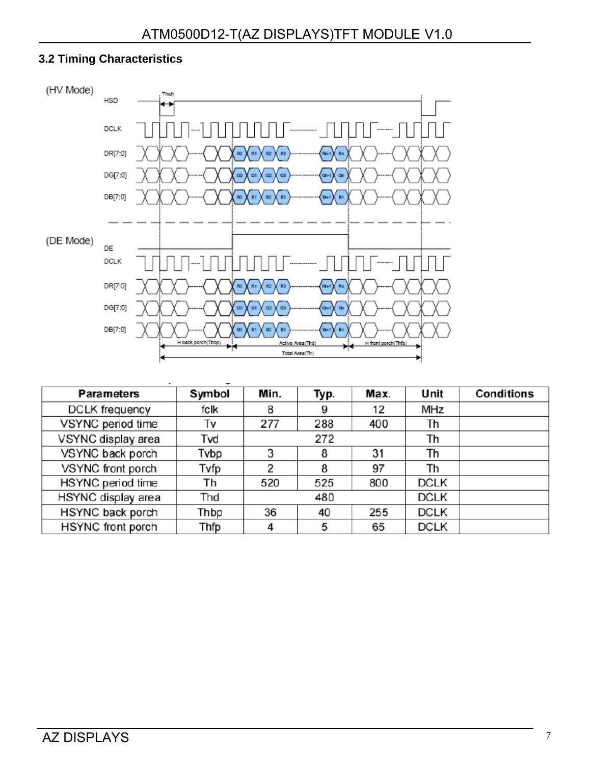### 3.2 Timing Characteristics

(HV Mode)

(DE Mode)

| Parameters | Symbol | Min. | Typ. | Max. | Unit | Conditions |
|---|---|---|---|---|---|---|
| DCLK frequency | fclk | 8 | 9 | 12 | MHz | |
| VSYNC period time | Tv | 277 | 288 | 400 | Th | |
| VSYNC display area | Tvd | | 272 | | Th | |
| VSYNC back porch | Tvbp | 3 | 8 | 31 | Th | |
| VSYNC front porch | Tvfp | 2 | 8 | 97 | Th | |
| HSYNC period time | Th | 520 | 525 | 800 | DCLK | |
| HSYNC display area | Thd | | 480 | | DCLK | |
| HSYNC back porch | Thbp | 36 | 40 | 255 | DCLK | |
| HSYNC front porch | Thfp | 4 | 5 | 65 | DCLK | |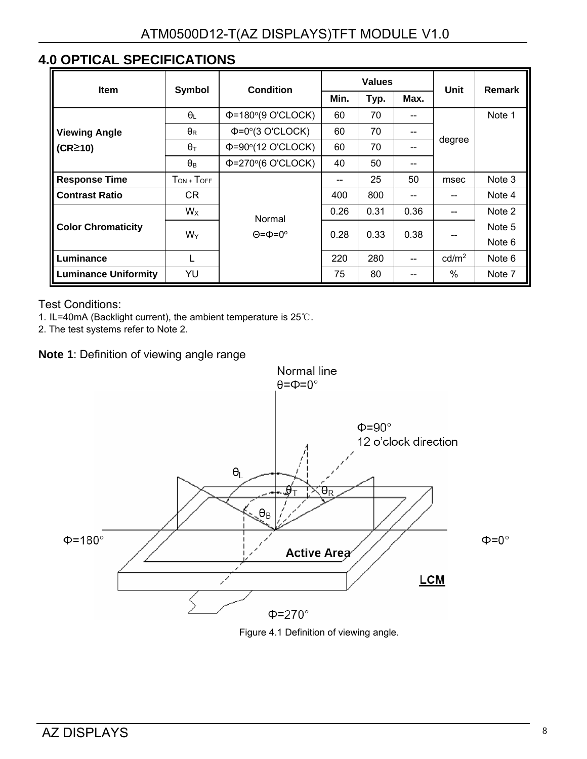## 4.0 OPTICAL SPECIFICATIONS

| Item | Symbol | Condition | Values | | | Unit | Remark |
|---|---|---|---|---|---|---|---|
| | | | Min. | Typ. | Max. | | |
| Viewing Angle (CR≥10) | $\theta_L$ | Φ=180°(9 O'CLOCK) | 60 | 70 | -- | degree | Note 1 |
| | $\theta_R$ | Φ=0°(3 O'CLOCK) | 60 | 70 | -- | | |
| | $\theta_T$ | Φ=90°(12 O'CLOCK) | 60 | 70 | -- | | |
| | $\theta_B$ | Φ=270°(6 O'CLOCK) | 40 | 50 | -- | | |
| Response Time | $T_{ON} + T_{OFF}$ | Normal Θ=Φ=0° | -- | 25 | 50 | msec | Note 3 |
| Contrast Ratio | CR | | 400 | 800 | -- | -- | Note 4 |
| Color Chromaticity | $W_X$ | | 0.26 | 0.31 | 0.36 | -- | Note 2 |
| | $W_Y$ | | 0.28 | 0.33 | 0.38 | -- | Note 5 Note 6 |
| Luminance | L | | 220 | 280 | -- | cd/m² | Note 6 |
| Luminance Uniformity | YU | | 75 | 80 | -- | % | Note 7 |

Test Conditions:

1. IL=40mA (Backlight current), the ambient temperature is 25℃.
2. The test systems refer to Note 2.

**Note 1**: Definition of viewing angle range

Figure 4.1 Definition of viewing angle.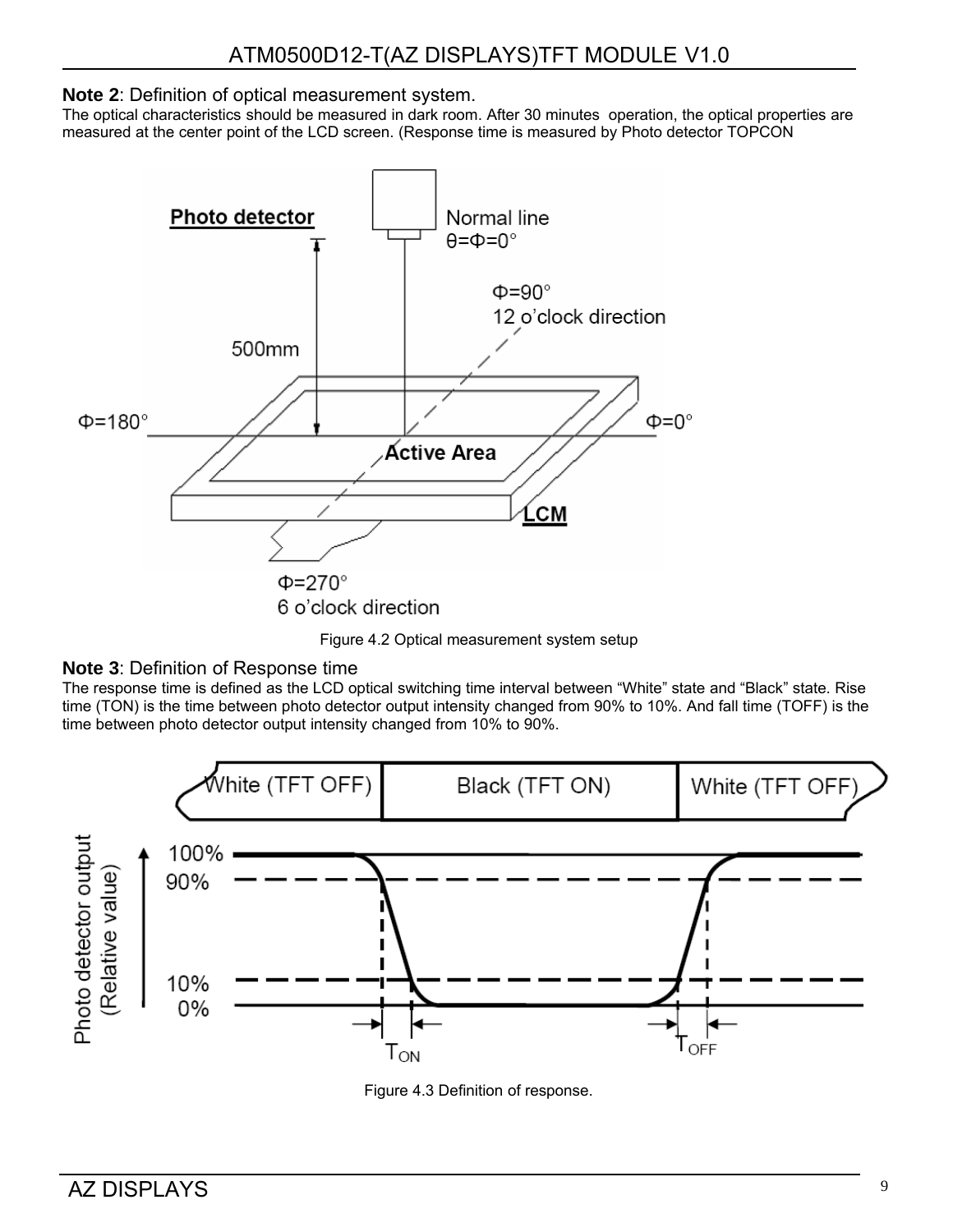**Note 2**: Definition of optical measurement system.

The optical characteristics should be measured in dark room. After 30 minutes operation, the optical properties are measured at the center point of the LCD screen. (Response time is measured by Photo detector TOPCON

Figure 4.2 Optical measurement system setup

**Note 3**: Definition of Response time

The response time is defined as the LCD optical switching time interval between "White" state and "Black" state. Rise time (TON) is the time between photo detector output intensity changed from 90% to 10%. And fall time (TOFF) is the time between photo detector output intensity changed from 10% to 90%.

Figure 4.3 Definition of response.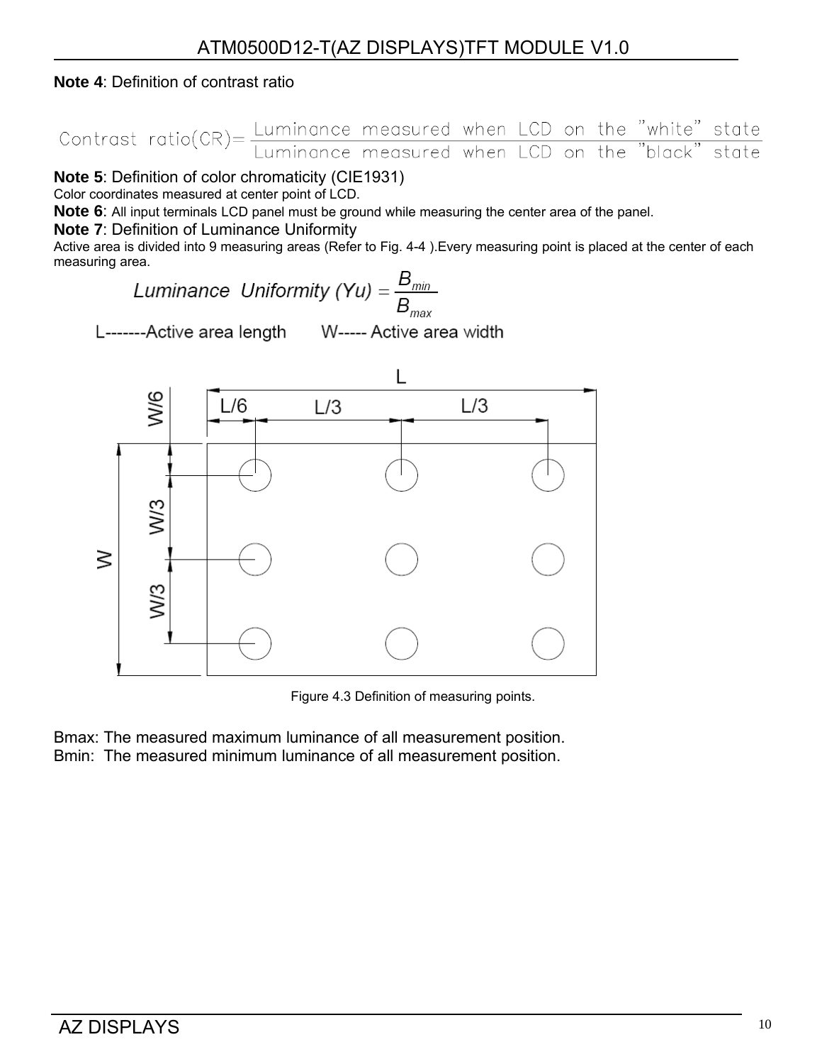**Note 4**: Definition of contrast ratio

$$\text{Contrast ratio(CR)} = \frac{\text{Luminance measured when LCD on the "white" state}}{\text{Luminance measured when LCD on the "black" state}}$$

**Note 5**: Definition of color chromaticity (CIE1931)

Color coordinates measured at center point of LCD.

**Note 6**: All input terminals LCD panel must be ground while measuring the center area of the panel.

**Note 7**: Definition of Luminance Uniformity

Active area is divided into 9 measuring areas (Refer to Fig. 4-4 ).Every measuring point is placed at the center of each measuring area.

$$\text{Luminance Uniformity (Yu)} = \frac{B_{min}}{B_{max}}$$

L-------Active area length     W----- Active area width

Figure 4.3 Definition of measuring points.

Bmax: The measured maximum luminance of all measurement position.

Bmin: The measured minimum luminance of all measurement position.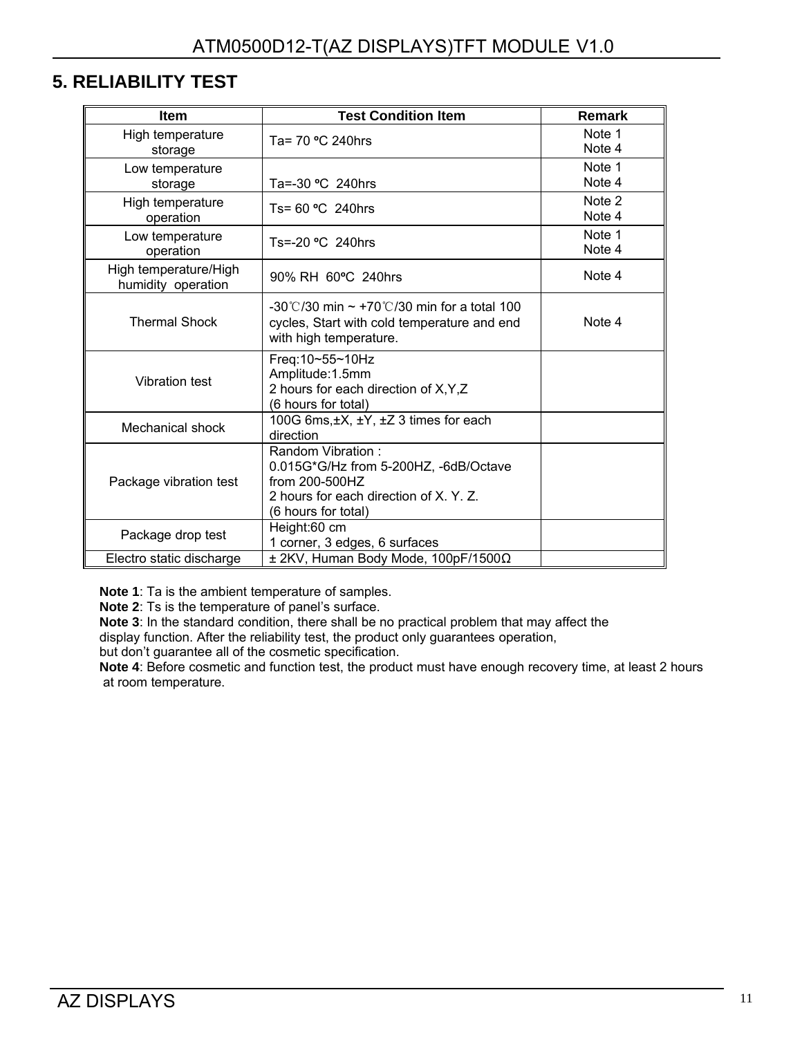## 5. RELIABILITY TEST

| Item | Test Condition Item | Remark |
|---|---|---|
| High temperature storage | Ta= 70 ºC 240hrs | Note 1<br>Note 4 |
| Low temperature storage | Ta=-30 ºC 240hrs | Note 1<br>Note 4 |
| High temperature operation | Ts= 60 ºC 240hrs | Note 2<br>Note 4 |
| Low temperature operation | Ts=-20 ºC 240hrs | Note 1<br>Note 4 |
| High temperature/High humidity operation | 90% RH 60ºC 240hrs | Note 4 |
| Thermal Shock | -30℃/30 min ~ +70℃/30 min for a total 100 cycles, Start with cold temperature and end with high temperature. | Note 4 |
| Vibration test | Freq:10~55~10Hz<br>Amplitude:1.5mm<br>2 hours for each direction of X,Y,Z<br>(6 hours for total) | |
| Mechanical shock | 100G 6ms,±X, ±Y, ±Z 3 times for each direction | |
| Package vibration test | Random Vibration :<br>0.015G*G/Hz from 5-200HZ, -6dB/Octave from 200-500HZ<br>2 hours for each direction of X. Y. Z.<br>(6 hours for total) | |
| Package drop test | Height:60 cm<br>1 corner, 3 edges, 6 surfaces | |
| Electro static discharge | ± 2KV, Human Body Mode, 100pF/1500Ω | |

**Note 1**: Ta is the ambient temperature of samples.

**Note 2**: Ts is the temperature of panel's surface.

**Note 3**: In the standard condition, there shall be no practical problem that may affect the display function. After the reliability test, the product only guarantees operation, but don't guarantee all of the cosmetic specification.

**Note 4**: Before cosmetic and function test, the product must have enough recovery time, at least 2 hours at room temperature.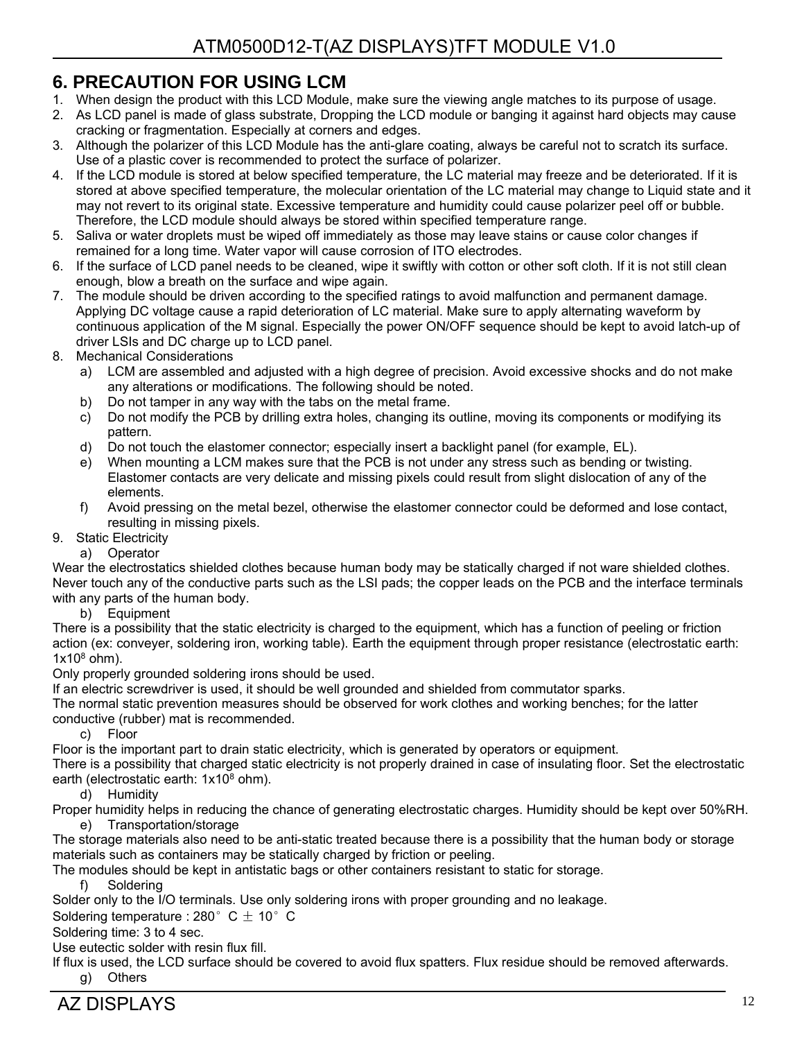## 6. PRECAUTION FOR USING LCM

1. When design the product with this LCD Module, make sure the viewing angle matches to its purpose of usage.
2. As LCD panel is made of glass substrate, Dropping the LCD module or banging it against hard objects may cause cracking or fragmentation. Especially at corners and edges.
3. Although the polarizer of this LCD Module has the anti-glare coating, always be careful not to scratch its surface. Use of a plastic cover is recommended to protect the surface of polarizer.
4. If the LCD module is stored at below specified temperature, the LC material may freeze and be deteriorated. If it is stored at above specified temperature, the molecular orientation of the LC material may change to Liquid state and it may not revert to its original state. Excessive temperature and humidity could cause polarizer peel off or bubble. Therefore, the LCD module should always be stored within specified temperature range.
5. Saliva or water droplets must be wiped off immediately as those may leave stains or cause color changes if remained for a long time. Water vapor will cause corrosion of ITO electrodes.
6. If the surface of LCD panel needs to be cleaned, wipe it swiftly with cotton or other soft cloth. If it is not still clean enough, blow a breath on the surface and wipe again.
7. The module should be driven according to the specified ratings to avoid malfunction and permanent damage. Applying DC voltage cause a rapid deterioration of LC material. Make sure to apply alternating waveform by continuous application of the M signal. Especially the power ON/OFF sequence should be kept to avoid latch-up of driver LSIs and DC charge up to LCD panel.
8. Mechanical Considerations
   a) LCM are assembled and adjusted with a high degree of precision. Avoid excessive shocks and do not make any alterations or modifications. The following should be noted.
   b) Do not tamper in any way with the tabs on the metal frame.
   c) Do not modify the PCB by drilling extra holes, changing its outline, moving its components or modifying its pattern.
   d) Do not touch the elastomer connector; especially insert a backlight panel (for example, EL).
   e) When mounting a LCM makes sure that the PCB is not under any stress such as bending or twisting. Elastomer contacts are very delicate and missing pixels could result from slight dislocation of any of the elements.
   f) Avoid pressing on the metal bezel, otherwise the elastomer connector could be deformed and lose contact, resulting in missing pixels.
9. Static Electricity
   a) Operator

Wear the electrostatics shielded clothes because human body may be statically charged if not ware shielded clothes. Never touch any of the conductive parts such as the LSI pads; the copper leads on the PCB and the interface terminals with any parts of the human body.

   b) Equipment

There is a possibility that the static electricity is charged to the equipment, which has a function of peeling or friction action (ex: conveyer, soldering iron, working table). Earth the equipment through proper resistance (electrostatic earth: $1x10^8$ ohm).

Only properly grounded soldering irons should be used.

If an electric screwdriver is used, it should be well grounded and shielded from commutator sparks.

The normal static prevention measures should be observed for work clothes and working benches; for the latter conductive (rubber) mat is recommended.

   c) Floor

Floor is the important part to drain static electricity, which is generated by operators or equipment.

There is a possibility that charged static electricity is not properly drained in case of insulating floor. Set the electrostatic earth (electrostatic earth: $1x10^8$ ohm).

   d) Humidity

Proper humidity helps in reducing the chance of generating electrostatic charges. Humidity should be kept over 50%RH.

   e) Transportation/storage

The storage materials also need to be anti-static treated because there is a possibility that the human body or storage materials such as containers may be statically charged by friction or peeling.

The modules should be kept in antistatic bags or other containers resistant to static for storage.

   f) Soldering

Solder only to the I/O terminals. Use only soldering irons with proper grounding and no leakage.

Soldering temperature : 280°C ± 10°C

Soldering time: 3 to 4 sec.

Use eutectic solder with resin flux fill.

If flux is used, the LCD surface should be covered to avoid flux spatters. Flux residue should be removed afterwards.

   g) Others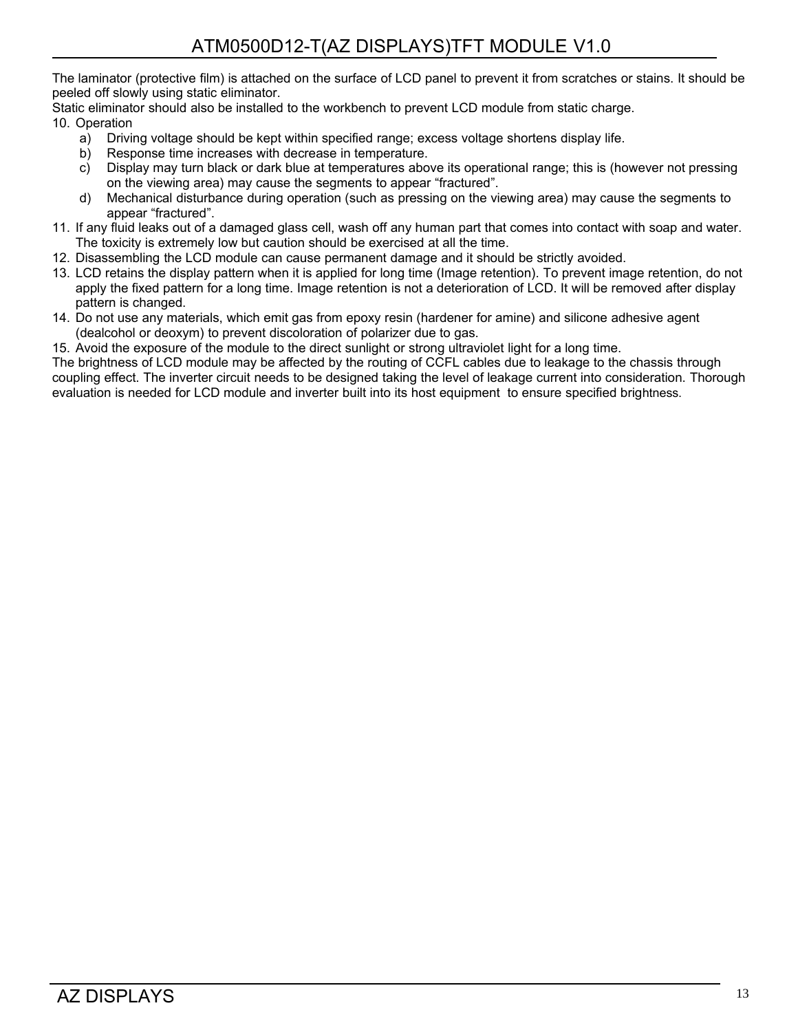The laminator (protective film) is attached on the surface of LCD panel to prevent it from scratches or stains. It should be peeled off slowly using static eliminator.

Static eliminator should also be installed to the workbench to prevent LCD module from static charge.

10. Operation
    a) Driving voltage should be kept within specified range; excess voltage shortens display life.
    b) Response time increases with decrease in temperature.
    c) Display may turn black or dark blue at temperatures above its operational range; this is (however not pressing on the viewing area) may cause the segments to appear "fractured".
    d) Mechanical disturbance during operation (such as pressing on the viewing area) may cause the segments to appear "fractured".
11. If any fluid leaks out of a damaged glass cell, wash off any human part that comes into contact with soap and water. The toxicity is extremely low but caution should be exercised at all the time.
12. Disassembling the LCD module can cause permanent damage and it should be strictly avoided.
13. LCD retains the display pattern when it is applied for long time (Image retention). To prevent image retention, do not apply the fixed pattern for a long time. Image retention is not a deterioration of LCD. It will be removed after display pattern is changed.
14. Do not use any materials, which emit gas from epoxy resin (hardener for amine) and silicone adhesive agent (dealcohol or deoxym) to prevent discoloration of polarizer due to gas.
15. Avoid the exposure of the module to the direct sunlight or strong ultraviolet light for a long time.

The brightness of LCD module may be affected by the routing of CCFL cables due to leakage to the chassis through coupling effect. The inverter circuit needs to be designed taking the level of leakage current into consideration. Thorough evaluation is needed for LCD module and inverter built into its host equipment to ensure specified brightness.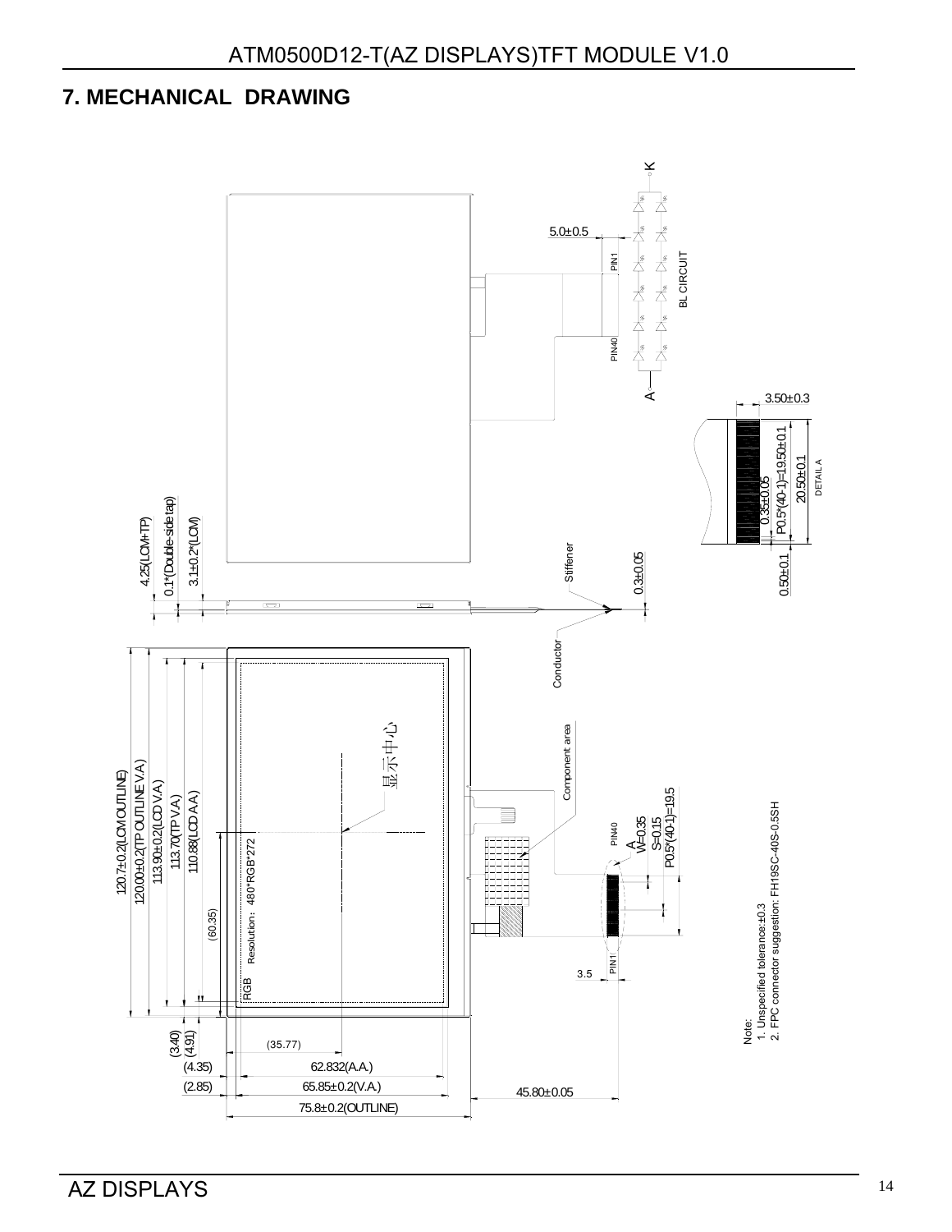## 7. MECHANICAL DRAWING

5.0±0.5

PIN1

PIN40

BL CIRCUIT

K

A

3.50±0.3

0.35±0.05

P0.5*(40-1)=19.50±0.1

20.50±0.1

DETAIL A

0.50±0.1

4.25(LCM+TP)

0.1*(Double-side tap)

3.1±0.2*(LCM)

Stiffener

0.3±0.05

Conductor

Component area

120.7±0.2(LCM OUTLINE)

120.00±0.2(TP OUTLINE V.A)

113.90±0.2(LCD V.A)

113.70(TP V.A)

110.88(LCD A.A)

(60.35)

显示中心

RGB Resolution：480*RGB*272

PIN40

A

W=0.35

S=0.15

P0.5*(40-1)=19.5

PIN1

3.5

(3.40)

(4.91)

(35.77)

(4.35)

62.832(A.A.)

(2.85)

65.85±0.2(V.A.)

45.80±0.05

75.8±0.2(OUTLINE)

Note:

1. Unspecified tolerance:±0.3

2. FPC connector suggestion: FH19SC-40S-0.5SH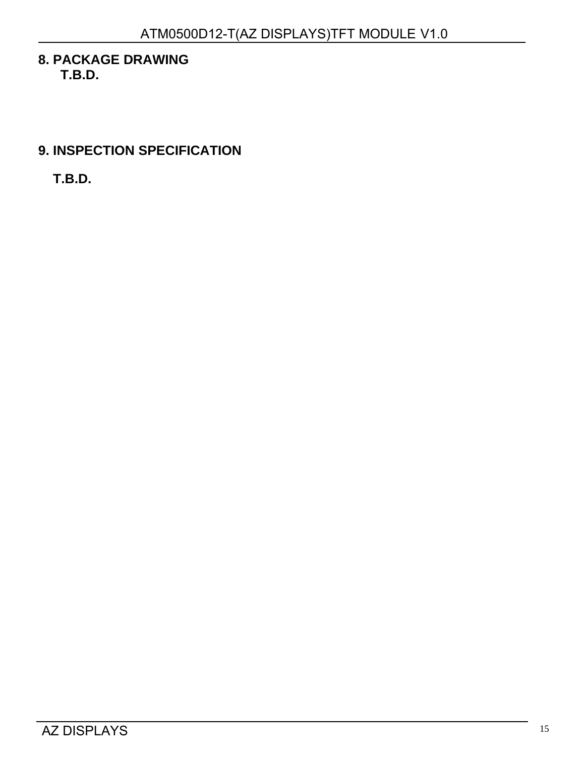## 8. PACKAGE DRAWING

**T.B.D.**

## 9. INSPECTION SPECIFICATION

**T.B.D.**